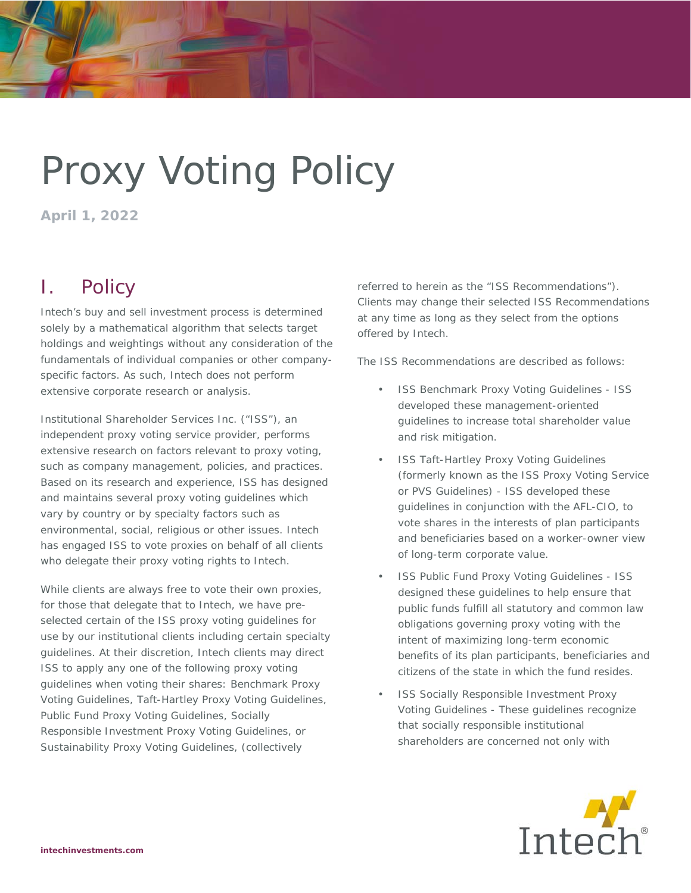# Proxy Voting Policy

**April 1, 2022**

## I. Policy

Intech's buy and sell investment process is determined solely by a mathematical algorithm that selects target holdings and weightings without any consideration of the fundamentals of individual companies or other company-specific factors. As such, Intech does not perform extensive corporate research or analysis.

Institutional Shareholder Services Inc. ("ISS"), an independent proxy voting service provider, performs extensive research on factors relevant to proxy voting, such as company management, policies, and practices. Based on its research and experience, ISS has designed and maintains several proxy voting guidelines which vary by country or by specialty factors such as environmental, social, religious or other issues. Intech has engaged ISS to vote proxies on behalf of all clients who delegate their proxy voting rights to Intech.

While clients are always free to vote their own proxies, for those that delegate that to Intech, we have pre-selected certain of the ISS proxy voting guidelines for use by our institutional clients including certain specialty guidelines. At their discretion, Intech clients may direct ISS to apply any one of the following proxy voting guidelines when voting their shares: Benchmark Proxy Voting Guidelines, Taft-Hartley Proxy Voting Guidelines, Public Fund Proxy Voting Guidelines, Socially Responsible Investment Proxy Voting Guidelines, or Sustainability Proxy Voting Guidelines, (collectively referred to herein as the "ISS Recommendations"). Clients may change their selected ISS Recommendations at any time as long as they select from the options offered by Intech.

The ISS Recommendations are described as follows:

- ISS Benchmark Proxy Voting Guidelines - ISS developed these management-oriented guidelines to increase total shareholder value and risk mitigation.
- ISS Taft-Hartley Proxy Voting Guidelines (formerly known as the ISS Proxy Voting Service or PVS Guidelines) - ISS developed these guidelines in conjunction with the AFL-CIO, to vote shares in the interests of plan participants and beneficiaries based on a worker-owner view of long-term corporate value.
- ISS Public Fund Proxy Voting Guidelines - ISS designed these guidelines to help ensure that public funds fulfill all statutory and common law obligations governing proxy voting with the intent of maximizing long-term economic benefits of its plan participants, beneficiaries and citizens of the state in which the fund resides.
- ISS Socially Responsible Investment Proxy Voting Guidelines - These guidelines recognize that socially responsible institutional shareholders are concerned not only with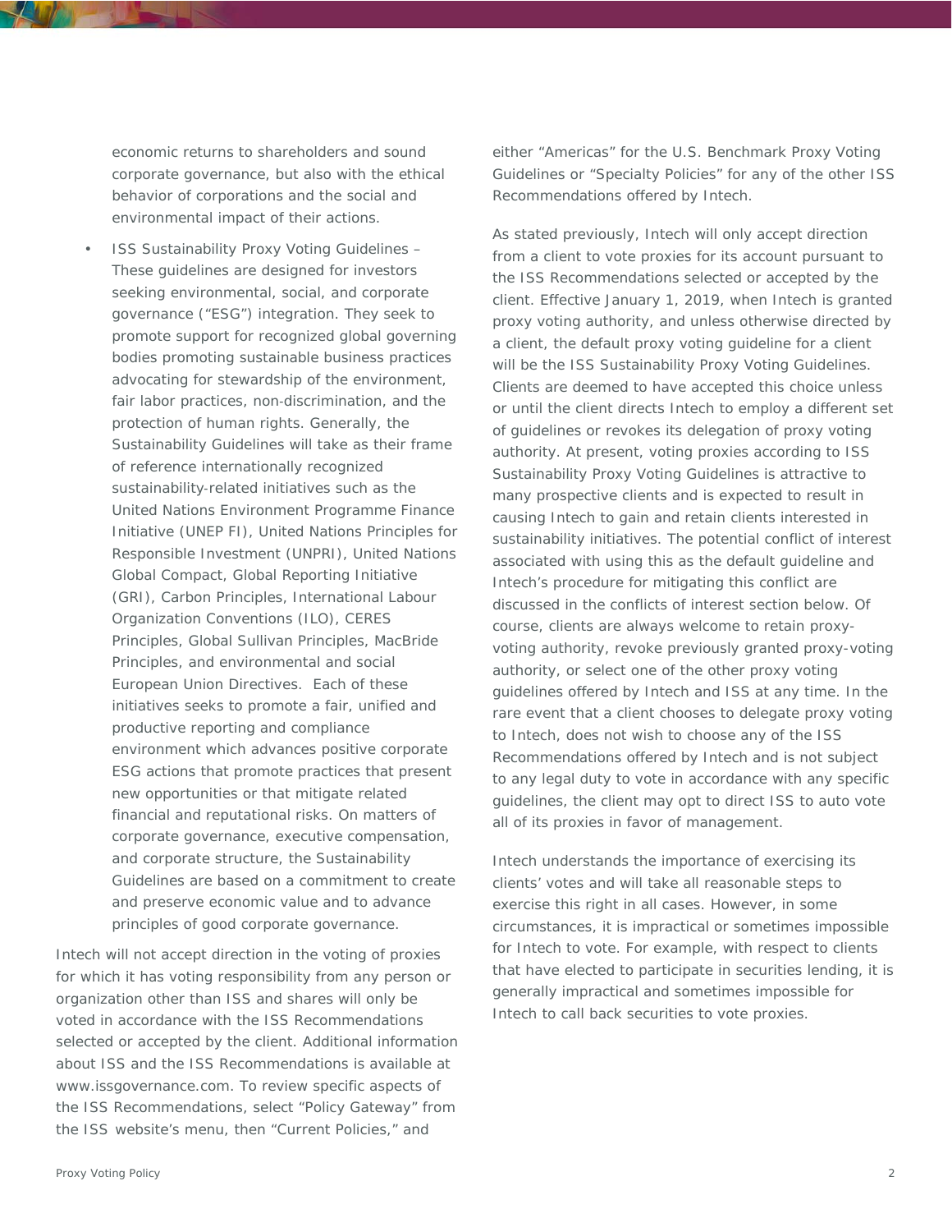economic returns to shareholders and sound corporate governance, but also with the ethical behavior of corporations and the social and environmental impact of their actions.

- ISS Sustainability Proxy Voting Guidelines – These guidelines are designed for investors seeking environmental, social, and corporate governance ("ESG") integration. They seek to promote support for recognized global governing bodies promoting sustainable business practices advocating for stewardship of the environment, fair labor practices, non-discrimination, and the protection of human rights. Generally, the Sustainability Guidelines will take as their frame of reference internationally recognized sustainability-related initiatives such as the United Nations Environment Programme Finance Initiative (UNEP FI), United Nations Principles for Responsible Investment (UNPRI), United Nations Global Compact, Global Reporting Initiative (GRI), Carbon Principles, International Labour Organization Conventions (ILO), CERES Principles, Global Sullivan Principles, MacBride Principles, and environmental and social European Union Directives. Each of these initiatives seeks to promote a fair, unified and productive reporting and compliance environment which advances positive corporate ESG actions that promote practices that present new opportunities or that mitigate related financial and reputational risks. On matters of corporate governance, executive compensation, and corporate structure, the Sustainability Guidelines are based on a commitment to create and preserve economic value and to advance principles of good corporate governance.

Intech will not accept direction in the voting of proxies for which it has voting responsibility from any person or organization other than ISS and shares will only be voted in accordance with the ISS Recommendations selected or accepted by the client. Additional information about ISS and the ISS Recommendations is available at www.issgovernance.com. To review specific aspects of the ISS Recommendations, select "Policy Gateway" from the ISS website's menu, then "Current Policies," and either "Americas" for the U.S. Benchmark Proxy Voting Guidelines or "Specialty Policies" for any of the other ISS Recommendations offered by Intech.

As stated previously, Intech will only accept direction from a client to vote proxies for its account pursuant to the ISS Recommendations selected or accepted by the client. Effective January 1, 2019, when Intech is granted proxy voting authority, and unless otherwise directed by a client, the default proxy voting guideline for a client will be the ISS Sustainability Proxy Voting Guidelines. Clients are deemed to have accepted this choice unless or until the client directs Intech to employ a different set of guidelines or revokes its delegation of proxy voting authority. At present, voting proxies according to ISS Sustainability Proxy Voting Guidelines is attractive to many prospective clients and is expected to result in causing Intech to gain and retain clients interested in sustainability initiatives. The potential conflict of interest associated with using this as the default guideline and Intech's procedure for mitigating this conflict are discussed in the conflicts of interest section below. Of course, clients are always welcome to retain proxy-voting authority, revoke previously granted proxy-voting authority, or select one of the other proxy voting guidelines offered by Intech and ISS at any time. In the rare event that a client chooses to delegate proxy voting to Intech, does not wish to choose any of the ISS Recommendations offered by Intech and is not subject to any legal duty to vote in accordance with any specific guidelines, the client may opt to direct ISS to auto vote all of its proxies in favor of management.

Intech understands the importance of exercising its clients' votes and will take all reasonable steps to exercise this right in all cases. However, in some circumstances, it is impractical or sometimes impossible for Intech to vote. For example, with respect to clients that have elected to participate in securities lending, it is generally impractical and sometimes impossible for Intech to call back securities to vote proxies.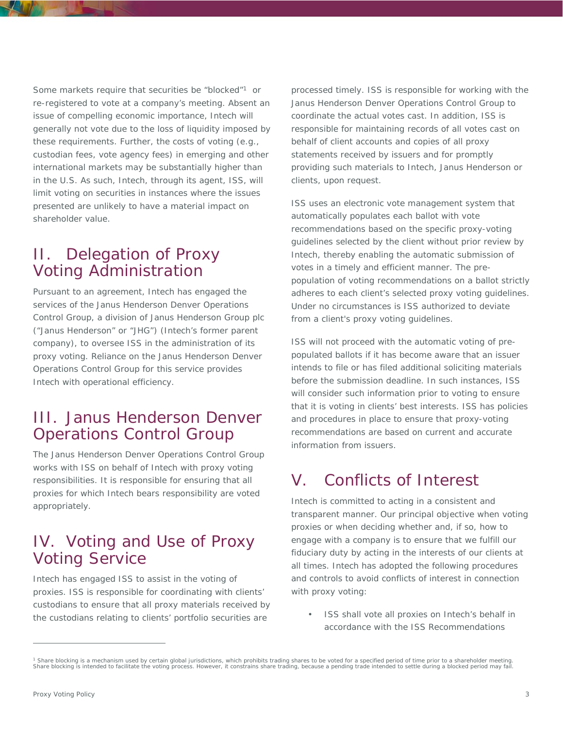Some markets require that securities be "blocked"[1] or re-registered to vote at a company's meeting. Absent an issue of compelling economic importance, Intech will generally not vote due to the loss of liquidity imposed by these requirements. Further, the costs of voting (e.g., custodian fees, vote agency fees) in emerging and other international markets may be substantially higher than in the U.S. As such, Intech, through its agent, ISS, will limit voting on securities in instances where the issues presented are unlikely to have a material impact on shareholder value.

## II. Delegation of Proxy Voting Administration

Pursuant to an agreement, Intech has engaged the services of the Janus Henderson Denver Operations Control Group, a division of Janus Henderson Group plc ("Janus Henderson" or "JHG") (Intech's former parent company), to oversee ISS in the administration of its proxy voting. Reliance on the Janus Henderson Denver Operations Control Group for this service provides Intech with operational efficiency.

## III. Janus Henderson Denver Operations Control Group

The Janus Henderson Denver Operations Control Group works with ISS on behalf of Intech with proxy voting responsibilities. It is responsible for ensuring that all proxies for which Intech bears responsibility are voted appropriately.

## IV. Voting and Use of Proxy Voting Service

Intech has engaged ISS to assist in the voting of proxies. ISS is responsible for coordinating with clients' custodians to ensure that all proxy materials received by the custodians relating to clients' portfolio securities are processed timely. ISS is responsible for working with the Janus Henderson Denver Operations Control Group to coordinate the actual votes cast. In addition, ISS is responsible for maintaining records of all votes cast on behalf of client accounts and copies of all proxy statements received by issuers and for promptly providing such materials to Intech, Janus Henderson or clients, upon request.

ISS uses an electronic vote management system that automatically populates each ballot with vote recommendations based on the specific proxy-voting guidelines selected by the client without prior review by Intech, thereby enabling the automatic submission of votes in a timely and efficient manner. The pre-population of voting recommendations on a ballot strictly adheres to each client's selected proxy voting guidelines. Under no circumstances is ISS authorized to deviate from a client's proxy voting guidelines.

ISS will not proceed with the automatic voting of pre-populated ballots if it has become aware that an issuer intends to file or has filed additional soliciting materials before the submission deadline. In such instances, ISS will consider such information prior to voting to ensure that it is voting in clients' best interests. ISS has policies and procedures in place to ensure that proxy-voting recommendations are based on current and accurate information from issuers.

## V. Conflicts of Interest

Intech is committed to acting in a consistent and transparent manner. Our principal objective when voting proxies or when deciding whether and, if so, how to engage with a company is to ensure that we fulfill our fiduciary duty by acting in the interests of our clients at all times. Intech has adopted the following procedures and controls to avoid conflicts of interest in connection with proxy voting:

- ISS shall vote all proxies on Intech's behalf in accordance with the ISS Recommendations

---

[1] Share blocking is a mechanism used by certain global jurisdictions, which prohibits trading shares to be voted for a specified period of time prior to a shareholder meeting. Share blocking is intended to facilitate the voting process. However, it constrains share trading, because a pending trade intended to settle during a blocked period may fail.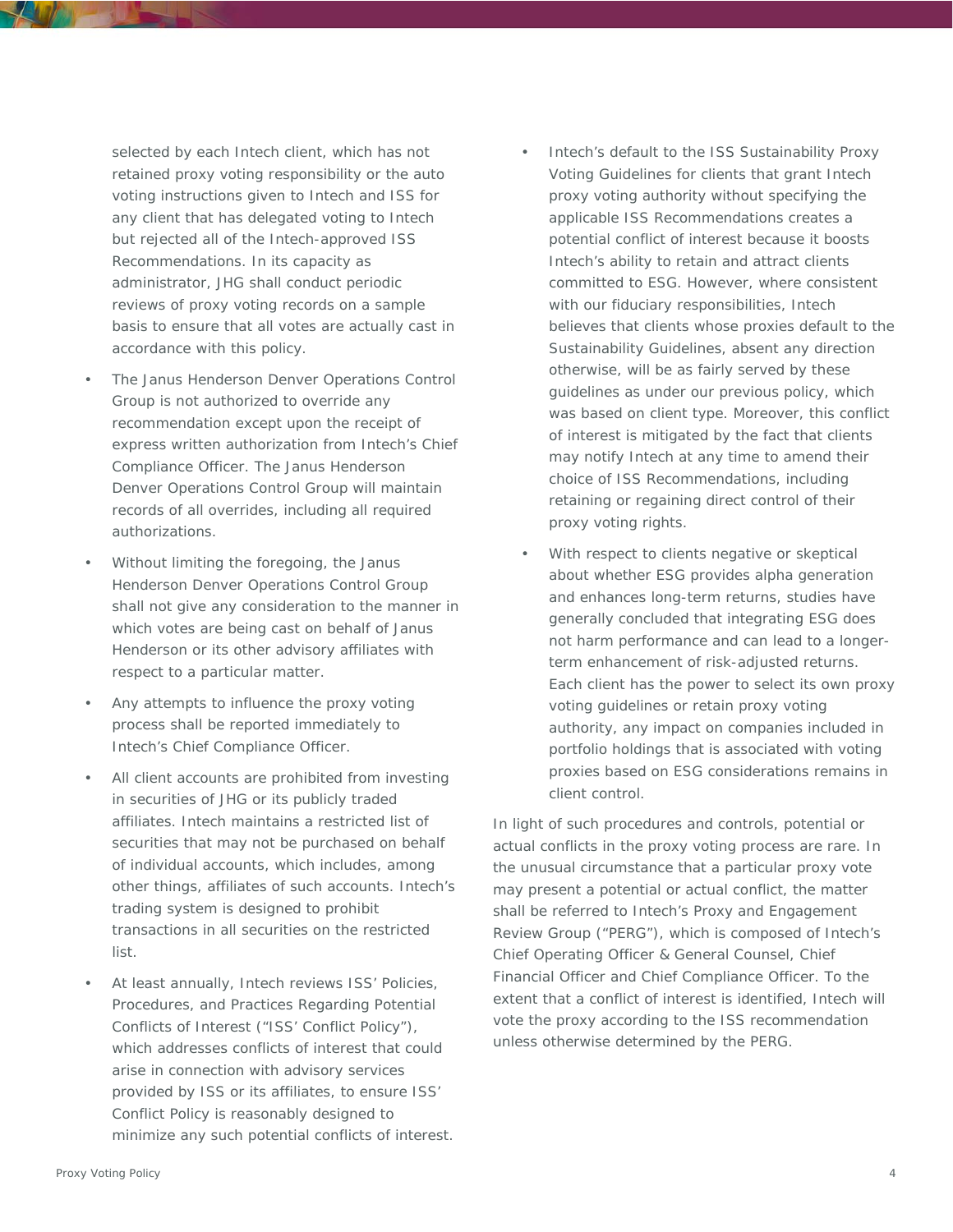selected by each Intech client, which has not retained proxy voting responsibility or the auto voting instructions given to Intech and ISS for any client that has delegated voting to Intech but rejected all of the Intech-approved ISS Recommendations. In its capacity as administrator, JHG shall conduct periodic reviews of proxy voting records on a sample basis to ensure that all votes are actually cast in accordance with this policy.

- The Janus Henderson Denver Operations Control Group is not authorized to override any recommendation except upon the receipt of express written authorization from Intech's Chief Compliance Officer. The Janus Henderson Denver Operations Control Group will maintain records of all overrides, including all required authorizations.
- Without limiting the foregoing, the Janus Henderson Denver Operations Control Group shall not give any consideration to the manner in which votes are being cast on behalf of Janus Henderson or its other advisory affiliates with respect to a particular matter.
- Any attempts to influence the proxy voting process shall be reported immediately to Intech's Chief Compliance Officer.
- All client accounts are prohibited from investing in securities of JHG or its publicly traded affiliates. Intech maintains a restricted list of securities that may not be purchased on behalf of individual accounts, which includes, among other things, affiliates of such accounts. Intech's trading system is designed to prohibit transactions in all securities on the restricted list.
- At least annually, Intech reviews ISS' Policies, Procedures, and Practices Regarding Potential Conflicts of Interest ("ISS' Conflict Policy"), which addresses conflicts of interest that could arise in connection with advisory services provided by ISS or its affiliates, to ensure ISS' Conflict Policy is reasonably designed to minimize any such potential conflicts of interest.
- Intech's default to the ISS Sustainability Proxy Voting Guidelines for clients that grant Intech proxy voting authority without specifying the applicable ISS Recommendations creates a potential conflict of interest because it boosts Intech's ability to retain and attract clients committed to ESG. However, where consistent with our fiduciary responsibilities, Intech believes that clients whose proxies default to the Sustainability Guidelines, absent any direction otherwise, will be as fairly served by these guidelines as under our previous policy, which was based on client type. Moreover, this conflict of interest is mitigated by the fact that clients may notify Intech at any time to amend their choice of ISS Recommendations, including retaining or regaining direct control of their proxy voting rights.
- With respect to clients negative or skeptical about whether ESG provides alpha generation and enhances long-term returns, studies have generally concluded that integrating ESG does not harm performance and can lead to a longer-term enhancement of risk-adjusted returns. Each client has the power to select its own proxy voting guidelines or retain proxy voting authority, any impact on companies included in portfolio holdings that is associated with voting proxies based on ESG considerations remains in client control.

In light of such procedures and controls, potential or actual conflicts in the proxy voting process are rare. In the unusual circumstance that a particular proxy vote may present a potential or actual conflict, the matter shall be referred to Intech's Proxy and Engagement Review Group ("PERG"), which is composed of Intech's Chief Operating Officer & General Counsel, Chief Financial Officer and Chief Compliance Officer. To the extent that a conflict of interest is identified, Intech will vote the proxy according to the ISS recommendation unless otherwise determined by the PERG.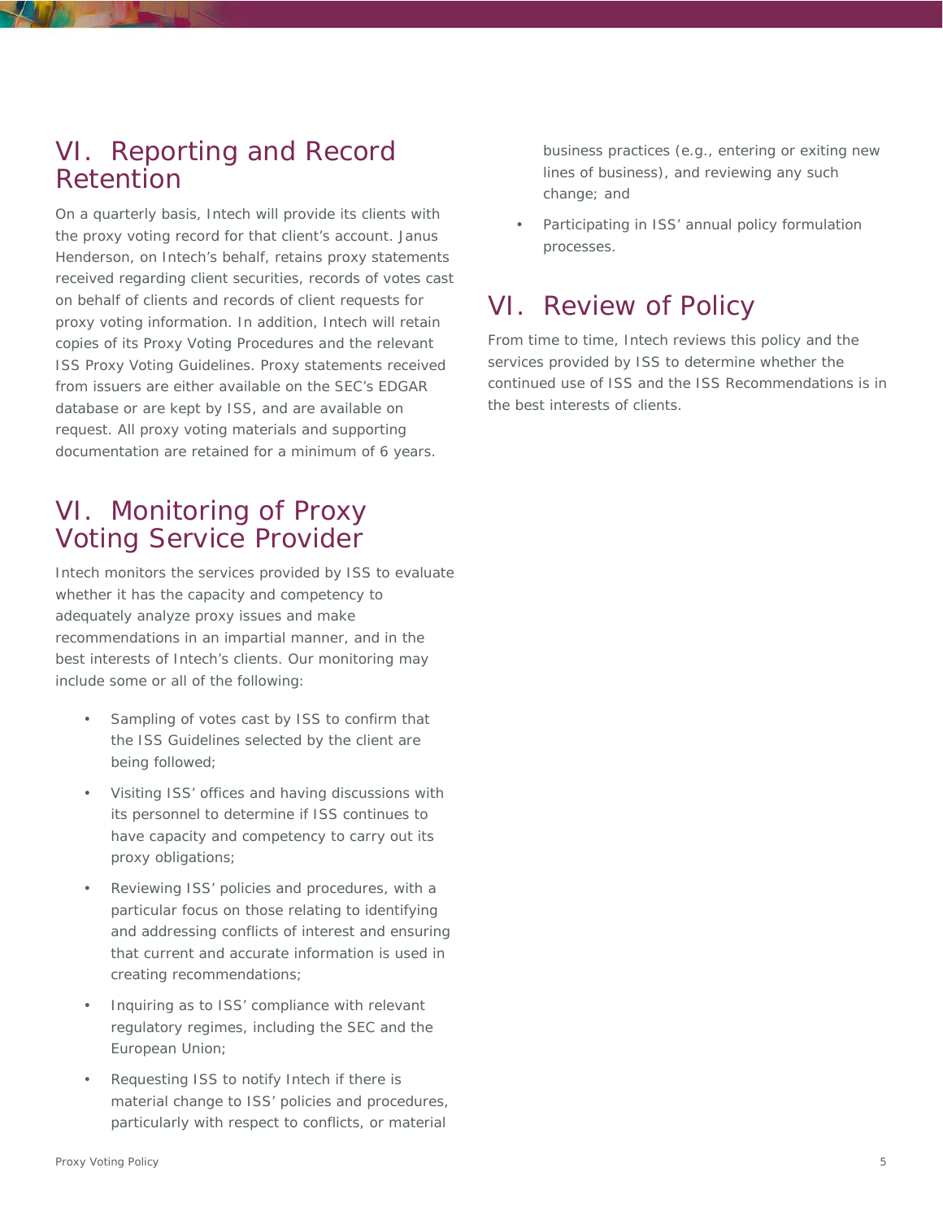## VI. Reporting and Record Retention

On a quarterly basis, Intech will provide its clients with the proxy voting record for that client's account. Janus Henderson, on Intech's behalf, retains proxy statements received regarding client securities, records of votes cast on behalf of clients and records of client requests for proxy voting information. In addition, Intech will retain copies of its Proxy Voting Procedures and the relevant ISS Proxy Voting Guidelines. Proxy statements received from issuers are either available on the SEC's EDGAR database or are kept by ISS, and are available on request. All proxy voting materials and supporting documentation are retained for a minimum of 6 years.

## VI. Monitoring of Proxy Voting Service Provider

Intech monitors the services provided by ISS to evaluate whether it has the capacity and competency to adequately analyze proxy issues and make recommendations in an impartial manner, and in the best interests of Intech's clients. Our monitoring may include some or all of the following:

- Sampling of votes cast by ISS to confirm that the ISS Guidelines selected by the client are being followed;
- Visiting ISS' offices and having discussions with its personnel to determine if ISS continues to have capacity and competency to carry out its proxy obligations;
- Reviewing ISS' policies and procedures, with a particular focus on those relating to identifying and addressing conflicts of interest and ensuring that current and accurate information is used in creating recommendations;
- Inquiring as to ISS' compliance with relevant regulatory regimes, including the SEC and the European Union;
- Requesting ISS to notify Intech if there is material change to ISS' policies and procedures, particularly with respect to conflicts, or material business practices (e.g., entering or exiting new lines of business), and reviewing any such change; and
- Participating in ISS' annual policy formulation processes.

## VI. Review of Policy

From time to time, Intech reviews this policy and the services provided by ISS to determine whether the continued use of ISS and the ISS Recommendations is in the best interests of clients.